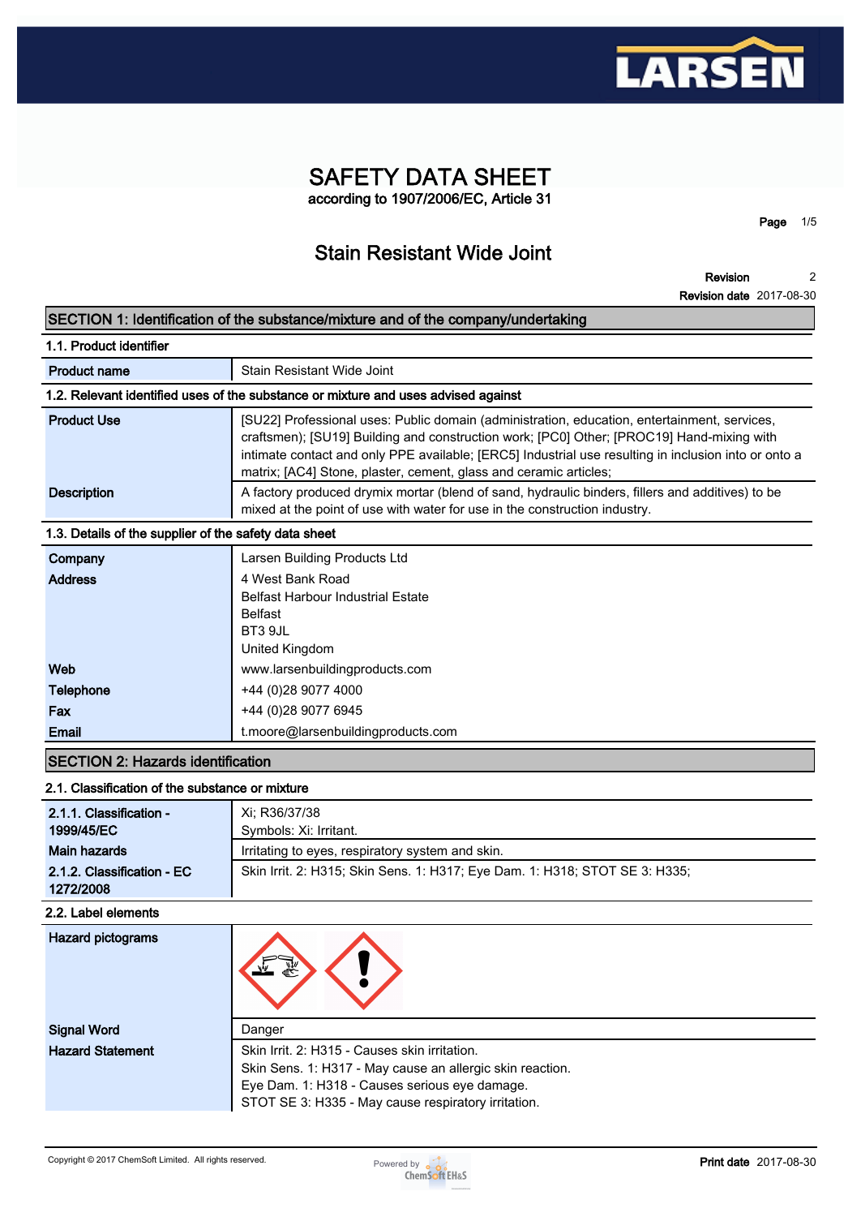# SAFETY DATA SHEET

according to 1907/2006/EC, Article 31

## Stain Resistant Wide Joint

**Revision** 2

**Revision date** 2017-08-30

## SECTION 1: Identification of the substance/mixture and of the company/undertaking

### 1.1. Product identifier

| | |
|---|---|
| **Product name** | Stain Resistant Wide Joint |

### 1.2. Relevant identified uses of the substance or mixture and uses advised against

| | |
|---|---|
| **Product Use** | [SU22] Professional uses: Public domain (administration, education, entertainment, services, craftsmen); [SU19] Building and construction work; [PC0] Other; [PROC19] Hand-mixing with intimate contact and only PPE available; [ERC5] Industrial use resulting in inclusion into or onto a matrix; [AC4] Stone, plaster, cement, glass and ceramic articles; |
| **Description** | A factory produced drymix mortar (blend of sand, hydraulic binders, fillers and additives) to be mixed at the point of use with water for use in the construction industry. |

### 1.3. Details of the supplier of the safety data sheet

| | |
|---|---|
| **Company** | Larsen Building Products Ltd |
| **Address** | 4 West Bank Road<br>Belfast Harbour Industrial Estate<br>Belfast<br>BT3 9JL<br>United Kingdom |
| **Web** | www.larsenbuildingproducts.com |
| **Telephone** | +44 (0)28 9077 4000 |
| **Fax** | +44 (0)28 9077 6945 |
| **Email** | t.moore@larsenbuildingproducts.com |

## SECTION 2: Hazards identification

### 2.1. Classification of the substance or mixture

| | |
|---|---|
| **2.1.1. Classification - 1999/45/EC** | Xi; R36/37/38<br>Symbols: Xi: Irritant. |
| **Main hazards** | Irritating to eyes, respiratory system and skin. |
| **2.1.2. Classification - EC 1272/2008** | Skin Irrit. 2: H315; Skin Sens. 1: H317; Eye Dam. 1: H318; STOT SE 3: H335; |

### 2.2. Label elements

| | |
|---|---|
| **Hazard pictograms** | |
| **Signal Word** | Danger |
| **Hazard Statement** | Skin Irrit. 2: H315 - Causes skin irritation.<br>Skin Sens. 1: H317 - May cause an allergic skin reaction.<br>Eye Dam. 1: H318 - Causes serious eye damage.<br>STOT SE 3: H335 - May cause respiratory irritation. |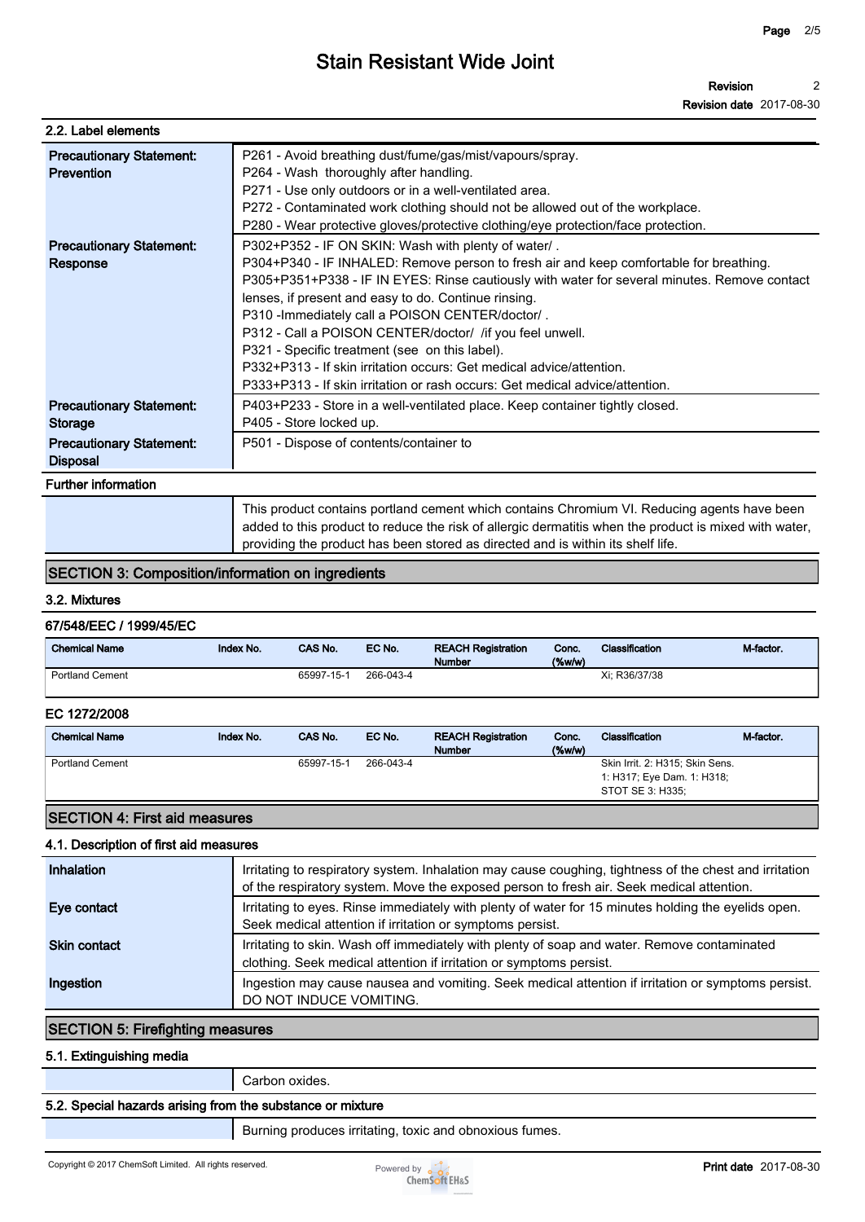### 2.2. Label elements

| | |
|---|---|
| **Precautionary Statement: Prevention** | P261 - Avoid breathing dust/fume/gas/mist/vapours/spray.<br>P264 - Wash thoroughly after handling.<br>P271 - Use only outdoors or in a well-ventilated area.<br>P272 - Contaminated work clothing should not be allowed out of the workplace.<br>P280 - Wear protective gloves/protective clothing/eye protection/face protection. |
| **Precautionary Statement: Response** | P302+P352 - IF ON SKIN: Wash with plenty of water/ .<br>P304+P340 - IF INHALED: Remove person to fresh air and keep comfortable for breathing.<br>P305+P351+P338 - IF IN EYES: Rinse cautiously with water for several minutes. Remove contact lenses, if present and easy to do. Continue rinsing.<br>P310 -Immediately call a POISON CENTER/doctor/ .<br>P312 - Call a POISON CENTER/doctor/ /if you feel unwell.<br>P321 - Specific treatment (see on this label).<br>P332+P313 - If skin irritation occurs: Get medical advice/attention.<br>P333+P313 - If skin irritation or rash occurs: Get medical advice/attention. |
| **Precautionary Statement: Storage** | P403+P233 - Store in a well-ventilated place. Keep container tightly closed.<br>P405 - Store locked up. |
| **Precautionary Statement: Disposal** | P501 - Dispose of contents/container to |

**Further information**

This product contains portland cement which contains Chromium VI. Reducing agents have been added to this product to reduce the risk of allergic dermatitis when the product is mixed with water, providing the product has been stored as directed and is within its shelf life.

## SECTION 3: Composition/information on ingredients

### 3.2. Mixtures

**67/548/EEC / 1999/45/EC**

| Chemical Name | Index No. | CAS No. | EC No. | REACH Registration Number | Conc. (%w/w) | Classification | M-factor. |
|---|---|---|---|---|---|---|---|
| Portland Cement | | 65997-15-1 | 266-043-4 | | | Xi; R36/37/38 | |

**EC 1272/2008**

| Chemical Name | Index No. | CAS No. | EC No. | REACH Registration Number | Conc. (%w/w) | Classification | M-factor. |
|---|---|---|---|---|---|---|---|
| Portland Cement | | 65997-15-1 | 266-043-4 | | | Skin Irrit. 2: H315; Skin Sens. 1: H317; Eye Dam. 1: H318; STOT SE 3: H335; | |

## SECTION 4: First aid measures

### 4.1. Description of first aid measures

| | |
|---|---|
| **Inhalation** | Irritating to respiratory system. Inhalation may cause coughing, tightness of the chest and irritation of the respiratory system. Move the exposed person to fresh air. Seek medical attention. |
| **Eye contact** | Irritating to eyes. Rinse immediately with plenty of water for 15 minutes holding the eyelids open. Seek medical attention if irritation or symptoms persist. |
| **Skin contact** | Irritating to skin. Wash off immediately with plenty of soap and water. Remove contaminated clothing. Seek medical attention if irritation or symptoms persist. |
| **Ingestion** | Ingestion may cause nausea and vomiting. Seek medical attention if irritation or symptoms persist. DO NOT INDUCE VOMITING. |

## SECTION 5: Firefighting measures

### 5.1. Extinguishing media

Carbon oxides.

### 5.2. Special hazards arising from the substance or mixture

Burning produces irritating, toxic and obnoxious fumes.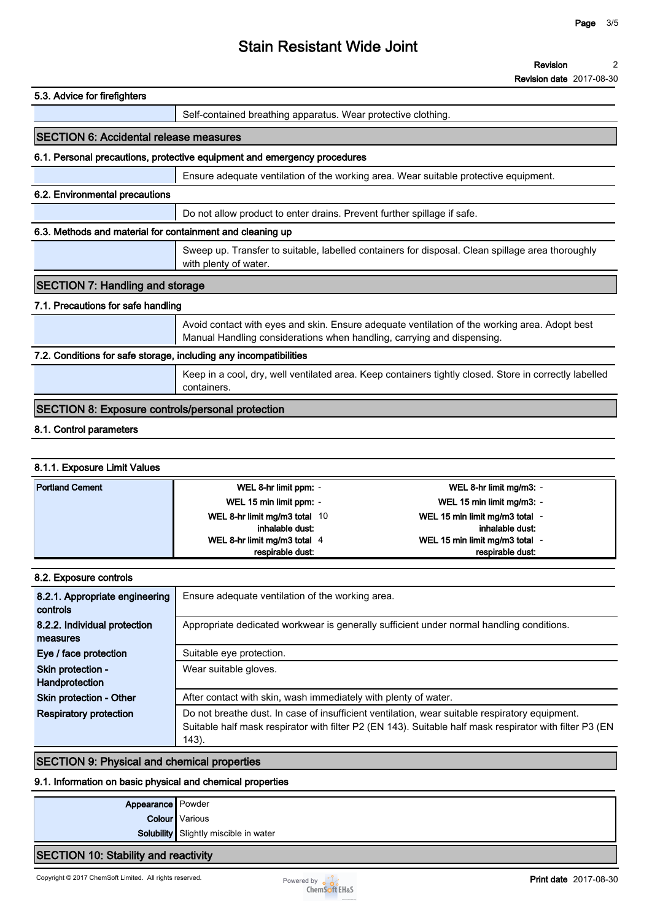### 5.3. Advice for firefighters

| | |
|---|---|
| | Self-contained breathing apparatus. Wear protective clothing. |

## SECTION 6: Accidental release measures

### 6.1. Personal precautions, protective equipment and emergency procedures

| | |
|---|---|
| | Ensure adequate ventilation of the working area. Wear suitable protective equipment. |

### 6.2. Environmental precautions

| | |
|---|---|
| | Do not allow product to enter drains. Prevent further spillage if safe. |

### 6.3. Methods and material for containment and cleaning up

| | |
|---|---|
| | Sweep up. Transfer to suitable, labelled containers for disposal. Clean spillage area thoroughly with plenty of water. |

## SECTION 7: Handling and storage

### 7.1. Precautions for safe handling

| | |
|---|---|
| | Avoid contact with eyes and skin. Ensure adequate ventilation of the working area. Adopt best Manual Handling considerations when handling, carrying and dispensing. |

### 7.2. Conditions for safe storage, including any incompatibilities

| | |
|---|---|
| | Keep in a cool, dry, well ventilated area. Keep containers tightly closed. Store in correctly labelled containers. |

## SECTION 8: Exposure controls/personal protection

### 8.1. Control parameters

#### 8.1.1. Exposure Limit Values

| Portland Cement | | | | |
|---|---|---|---|---|
| | **WEL 8-hr limit ppm:** | - | **WEL 8-hr limit mg/m3:** | - |
| | **WEL 15 min limit ppm:** | - | **WEL 15 min limit mg/m3:** | - |
| | **WEL 8-hr limit mg/m3 total inhalable dust:** | 10 | **WEL 15 min limit mg/m3 total inhalable dust:** | - |
| | **WEL 8-hr limit mg/m3 total respirable dust:** | 4 | **WEL 15 min limit mg/m3 total respirable dust:** | - |

### 8.2. Exposure controls

| | |
|---|---|
| **8.2.1. Appropriate engineering controls** | Ensure adequate ventilation of the working area. |
| **8.2.2. Individual protection measures** | Appropriate dedicated workwear is generally sufficient under normal handling conditions. |
| **Eye / face protection** | Suitable eye protection. |
| **Skin protection - Handprotection** | Wear suitable gloves. |
| **Skin protection - Other** | After contact with skin, wash immediately with plenty of water. |
| **Respiratory protection** | Do not breathe dust. In case of insufficient ventilation, wear suitable respiratory equipment. Suitable half mask respirator with filter P2 (EN 143). Suitable half mask respirator with filter P3 (EN 143). |

## SECTION 9: Physical and chemical properties

### 9.1. Information on basic physical and chemical properties

| | |
|---|---|
| **Appearance** | Powder |
| **Colour** | Various |
| **Solubility** | Slightly miscible in water |

## SECTION 10: Stability and reactivity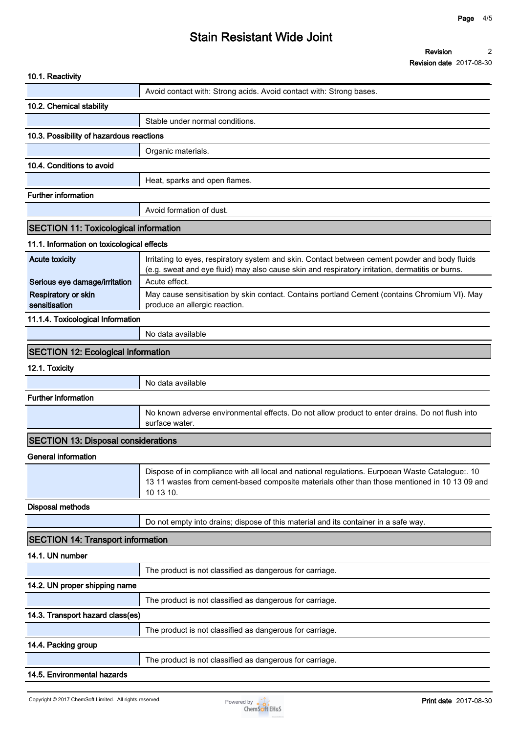#### 10.1. Reactivity

| | |
|---|---|
| | Avoid contact with: Strong acids. Avoid contact with: Strong bases. |

#### 10.2. Chemical stability

| | |
|---|---|
| | Stable under normal conditions. |

#### 10.3. Possibility of hazardous reactions

| | |
|---|---|
| | Organic materials. |

#### 10.4. Conditions to avoid

| | |
|---|---|
| | Heat, sparks and open flames. |

#### Further information

| | |
|---|---|
| | Avoid formation of dust. |

## SECTION 11: Toxicological information

#### 11.1. Information on toxicological effects

| | |
|---|---|
| **Acute toxicity** | Irritating to eyes, respiratory system and skin. Contact between cement powder and body fluids (e.g. sweat and eye fluid) may also cause skin and respiratory irritation, dermatitis or burns. |
| **Serious eye damage/irritation** | Acute effect. |
| **Respiratory or skin sensitisation** | May cause sensitisation by skin contact. Contains portland Cement (contains Chromium VI). May produce an allergic reaction. |

#### 11.1.4. Toxicological Information

| | |
|---|---|
| | No data available |

## SECTION 12: Ecological information

#### 12.1. Toxicity

| | |
|---|---|
| | No data available |

#### Further information

| | |
|---|---|
| | No known adverse environmental effects. Do not allow product to enter drains. Do not flush into surface water. |

## SECTION 13: Disposal considerations

#### General information

| | |
|---|---|
| | Dispose of in compliance with all local and national regulations. Eurpoean Waste Catalogue:. 10 13 11 wastes from cement-based composite materials other than those mentioned in 10 13 09 and 10 13 10. |

#### Disposal methods

| | |
|---|---|
| | Do not empty into drains; dispose of this material and its container in a safe way. |

## SECTION 14: Transport information

#### 14.1. UN number

| | |
|---|---|
| | The product is not classified as dangerous for carriage. |

#### 14.2. UN proper shipping name

| | |
|---|---|
| | The product is not classified as dangerous for carriage. |

#### 14.3. Transport hazard class(es)

| | |
|---|---|
| | The product is not classified as dangerous for carriage. |

#### 14.4. Packing group

| | |
|---|---|
| | The product is not classified as dangerous for carriage. |

#### 14.5. Environmental hazards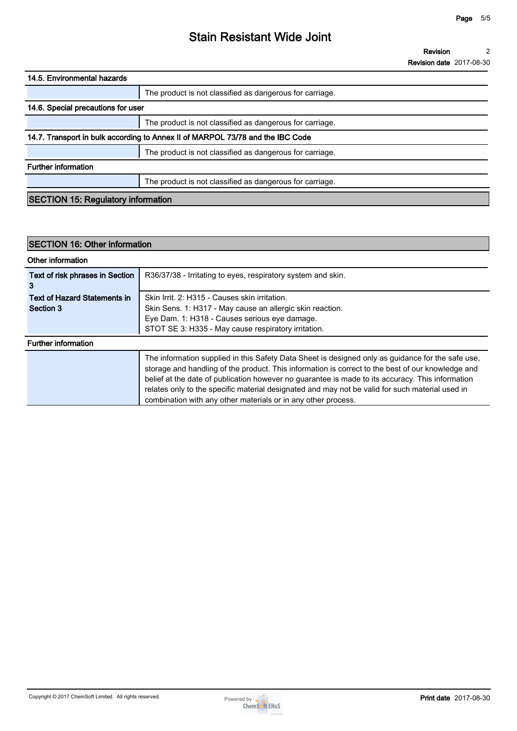### 14.5. Environmental hazards

| | |
|---|---|
| | The product is not classified as dangerous for carriage. |

### 14.6. Special precautions for user

| | |
|---|---|
| | The product is not classified as dangerous for carriage. |

### 14.7. Transport in bulk according to Annex II of MARPOL 73/78 and the IBC Code

| | |
|---|---|
| | The product is not classified as dangerous for carriage. |

### Further information

| | |
|---|---|
| | The product is not classified as dangerous for carriage. |

## SECTION 15: Regulatory information

## SECTION 16: Other information

### Other information

| | |
|---|---|
| **Text of risk phrases in Section 3** | R36/37/38 - Irritating to eyes, respiratory system and skin. |
| **Text of Hazard Statements in Section 3** | Skin Irrit. 2: H315 - Causes skin irritation.<br>Skin Sens. 1: H317 - May cause an allergic skin reaction.<br>Eye Dam. 1: H318 - Causes serious eye damage.<br>STOT SE 3: H335 - May cause respiratory irritation. |

### Further information

| | |
|---|---|
| | The information supplied in this Safety Data Sheet is designed only as guidance for the safe use, storage and handling of the product. This information is correct to the best of our knowledge and belief at the date of publication however no guarantee is made to its accuracy. This information relates only to the specific material designated and may not be valid for such material used in combination with any other materials or in any other process. |